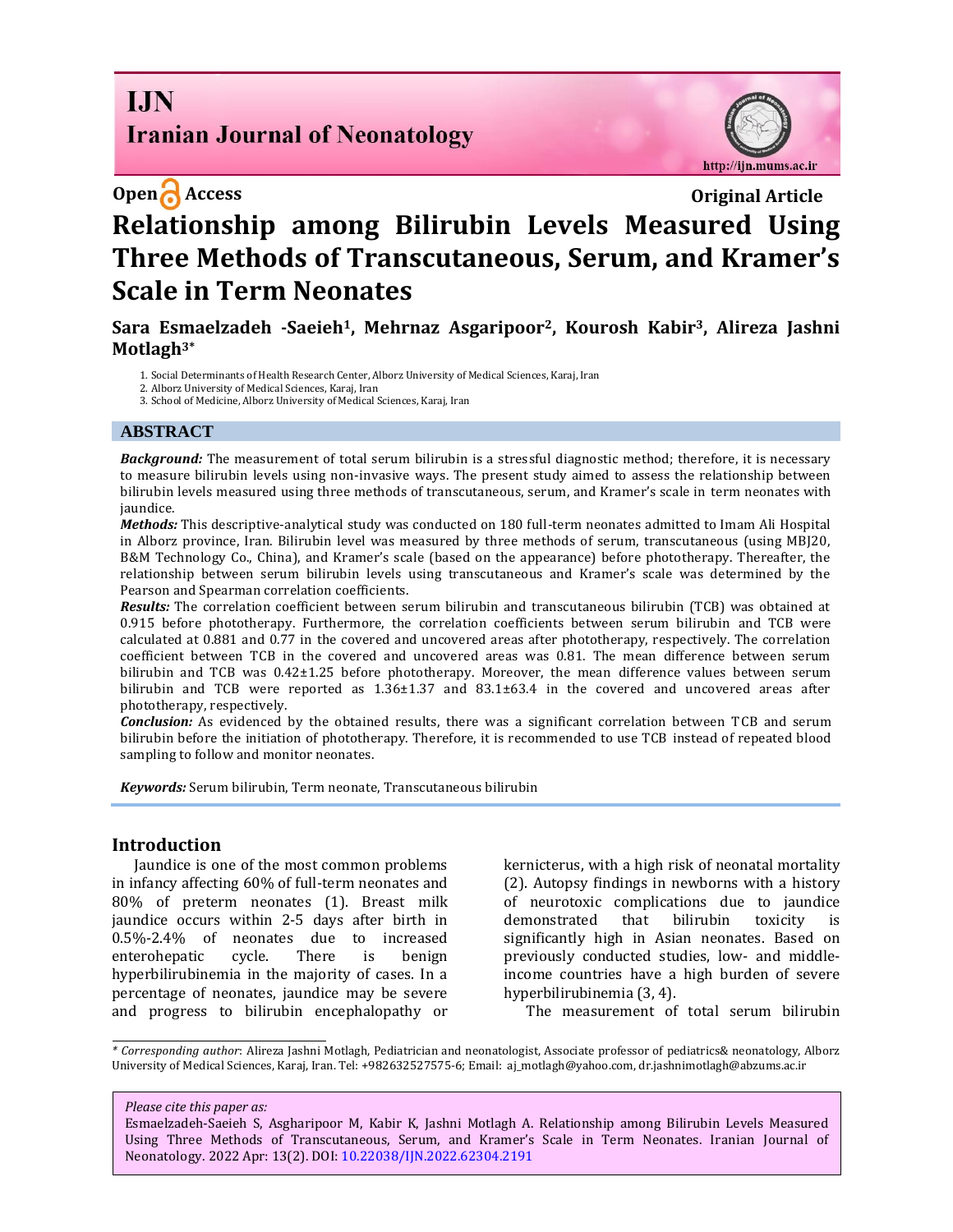**Open Access** **Original Article**

# Relationship among Bilirubin Levels Measured Using Three Methods of Transcutaneous, Serum, and Kramer's Scale in Term Neonates

**Sara Esmaelzadeh -Saeieh[1], Mehrnaz Asgaripoor[2], Kourosh Kabir[3], Alireza Jashni Motlagh[3]***

1. Social Determinants of Health Research Center, Alborz University of Medical Sciences, Karaj, Iran
2. Alborz University of Medical Sciences, Karaj, Iran
3. School of Medicine, Alborz University of Medical Sciences, Karaj, Iran

## ABSTRACT

***Background:*** The measurement of total serum bilirubin is a stressful diagnostic method; therefore, it is necessary to measure bilirubin levels using non-invasive ways. The present study aimed to assess the relationship between bilirubin levels measured using three methods of transcutaneous, serum, and Kramer's scale in term neonates with jaundice.

***Methods:*** This descriptive-analytical study was conducted on 180 full-term neonates admitted to Imam Ali Hospital in Alborz province, Iran. Bilirubin level was measured by three methods of serum, transcutaneous (using MBJ20, B&M Technology Co., China), and Kramer's scale (based on the appearance) before phototherapy. Thereafter, the relationship between serum bilirubin levels using transcutaneous and Kramer's scale was determined by the Pearson and Spearman correlation coefficients.

***Results:*** The correlation coefficient between serum bilirubin and transcutaneous bilirubin (TCB) was obtained at 0.915 before phototherapy. Furthermore, the correlation coefficients between serum bilirubin and TCB were calculated at 0.881 and 0.77 in the covered and uncovered areas after phototherapy, respectively. The correlation coefficient between TCB in the covered and uncovered areas was 0.81. The mean difference between serum bilirubin and TCB was 0.42±1.25 before phototherapy. Moreover, the mean difference values between serum bilirubin and TCB were reported as 1.36±1.37 and 83.1±63.4 in the covered and uncovered areas after phototherapy, respectively.

***Conclusion:*** As evidenced by the obtained results, there was a significant correlation between TCB and serum bilirubin before the initiation of phototherapy. Therefore, it is recommended to use TCB instead of repeated blood sampling to follow and monitor neonates.

***Keywords:*** Serum bilirubin, Term neonate, Transcutaneous bilirubin

## Introduction

Jaundice is one of the most common problems in infancy affecting 60% of full-term neonates and 80% of preterm neonates (1). Breast milk jaundice occurs within 2-5 days after birth in 0.5%-2.4% of neonates due to increased enterohepatic cycle. There is benign hyperbilirubinemia in the majority of cases. In a percentage of neonates, jaundice may be severe and progress to bilirubin encephalopathy or kernicterus, with a high risk of neonatal mortality (2). Autopsy findings in newborns with a history of neurotoxic complications due to jaundice demonstrated that bilirubin toxicity is significantly high in Asian neonates. Based on previously conducted studies, low- and middle-income countries have a high burden of severe hyperbilirubinemia (3, 4).

The measurement of total serum bilirubin

---

*\* Corresponding author*: Alireza Jashni Motlagh, Pediatrician and neonatologist, Associate professor of pediatrics& neonatology, Alborz University of Medical Sciences, Karaj, Iran. Tel: +982632527575-6; Email: aj_motlagh@yahoo.com, dr.jashnimotlagh@abzums.ac.ir

*Please cite this paper as:*
Esmaelzadeh-Saeieh S, Asgharipoor M, Kabir K, Jashni Motlagh A. Relationship among Bilirubin Levels Measured Using Three Methods of Transcutaneous, Serum, and Kramer's Scale in Term Neonates. Iranian Journal of Neonatology. 2022 Apr: 13(2). DOI: 10.22038/IJN.2022.62304.2191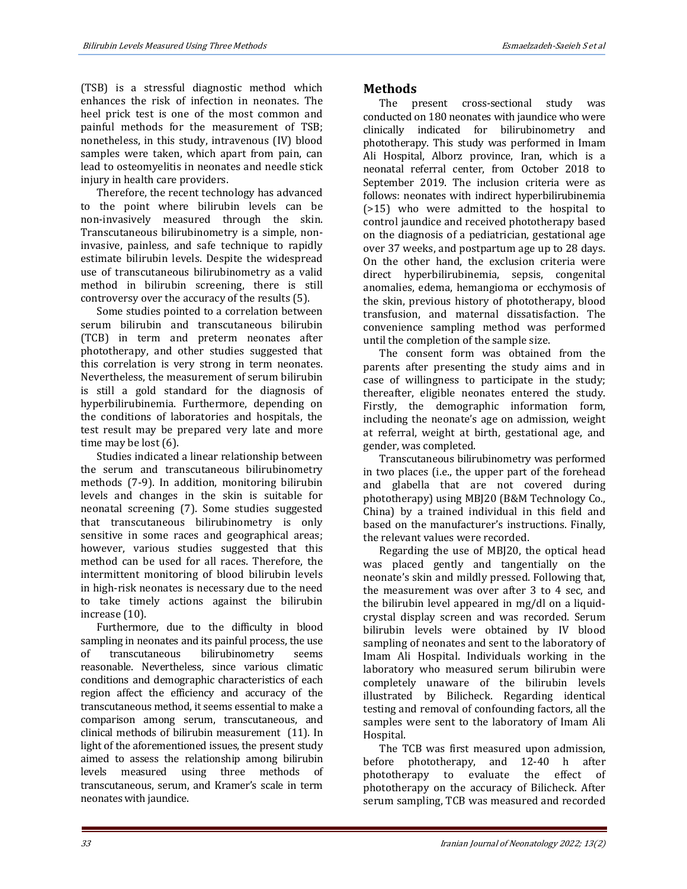(TSB) is a stressful diagnostic method which enhances the risk of infection in neonates. The heel prick test is one of the most common and painful methods for the measurement of TSB; nonetheless, in this study, intravenous (IV) blood samples were taken, which apart from pain, can lead to osteomyelitis in neonates and needle stick injury in health care providers.

Therefore, the recent technology has advanced to the point where bilirubin levels can be non-invasively measured through the skin. Transcutaneous bilirubinometry is a simple, non-invasive, painless, and safe technique to rapidly estimate bilirubin levels. Despite the widespread use of transcutaneous bilirubinometry as a valid method in bilirubin screening, there is still controversy over the accuracy of the results (5).

Some studies pointed to a correlation between serum bilirubin and transcutaneous bilirubin (TCB) in term and preterm neonates after phototherapy, and other studies suggested that this correlation is very strong in term neonates. Nevertheless, the measurement of serum bilirubin is still a gold standard for the diagnosis of hyperbilirubinemia. Furthermore, depending on the conditions of laboratories and hospitals, the test result may be prepared very late and more time may be lost (6).

Studies indicated a linear relationship between the serum and transcutaneous bilirubinometry methods (7-9). In addition, monitoring bilirubin levels and changes in the skin is suitable for neonatal screening (7). Some studies suggested that transcutaneous bilirubinometry is only sensitive in some races and geographical areas; however, various studies suggested that this method can be used for all races. Therefore, the intermittent monitoring of blood bilirubin levels in high-risk neonates is necessary due to the need to take timely actions against the bilirubin increase (10).

Furthermore, due to the difficulty in blood sampling in neonates and its painful process, the use of transcutaneous bilirubinometry seems reasonable. Nevertheless, since various climatic conditions and demographic characteristics of each region affect the efficiency and accuracy of the transcutaneous method, it seems essential to make a comparison among serum, transcutaneous, and clinical methods of bilirubin measurement (11). In light of the aforementioned issues, the present study aimed to assess the relationship among bilirubin levels measured using three methods of transcutaneous, serum, and Kramer's scale in term neonates with jaundice.

## Methods

The present cross-sectional study was conducted on 180 neonates with jaundice who were clinically indicated for bilirubinometry and phototherapy. This study was performed in Imam Ali Hospital, Alborz province, Iran, which is a neonatal referral center, from October 2018 to September 2019. The inclusion criteria were as follows: neonates with indirect hyperbilirubinemia (>15) who were admitted to the hospital to control jaundice and received phototherapy based on the diagnosis of a pediatrician, gestational age over 37 weeks, and postpartum age up to 28 days. On the other hand, the exclusion criteria were direct hyperbilirubinemia, sepsis, congenital anomalies, edema, hemangioma or ecchymosis of the skin, previous history of phototherapy, blood transfusion, and maternal dissatisfaction. The convenience sampling method was performed until the completion of the sample size.

The consent form was obtained from the parents after presenting the study aims and in case of willingness to participate in the study; thereafter, eligible neonates entered the study. Firstly, the demographic information form, including the neonate's age on admission, weight at referral, weight at birth, gestational age, and gender, was completed.

Transcutaneous bilirubinometry was performed in two places (i.e., the upper part of the forehead and glabella that are not covered during phototherapy) using MBJ20 (B&M Technology Co., China) by a trained individual in this field and based on the manufacturer's instructions. Finally, the relevant values were recorded.

Regarding the use of MBJ20, the optical head was placed gently and tangentially on the neonate's skin and mildly pressed. Following that, the measurement was over after 3 to 4 sec, and the bilirubin level appeared in mg/dl on a liquid-crystal display screen and was recorded. Serum bilirubin levels were obtained by IV blood sampling of neonates and sent to the laboratory of Imam Ali Hospital. Individuals working in the laboratory who measured serum bilirubin were completely unaware of the bilirubin levels illustrated by Bilicheck. Regarding identical testing and removal of confounding factors, all the samples were sent to the laboratory of Imam Ali Hospital.

The TCB was first measured upon admission, before phototherapy, and 12-40 h after phototherapy to evaluate the effect of phototherapy on the accuracy of Bilicheck. After serum sampling, TCB was measured and recorded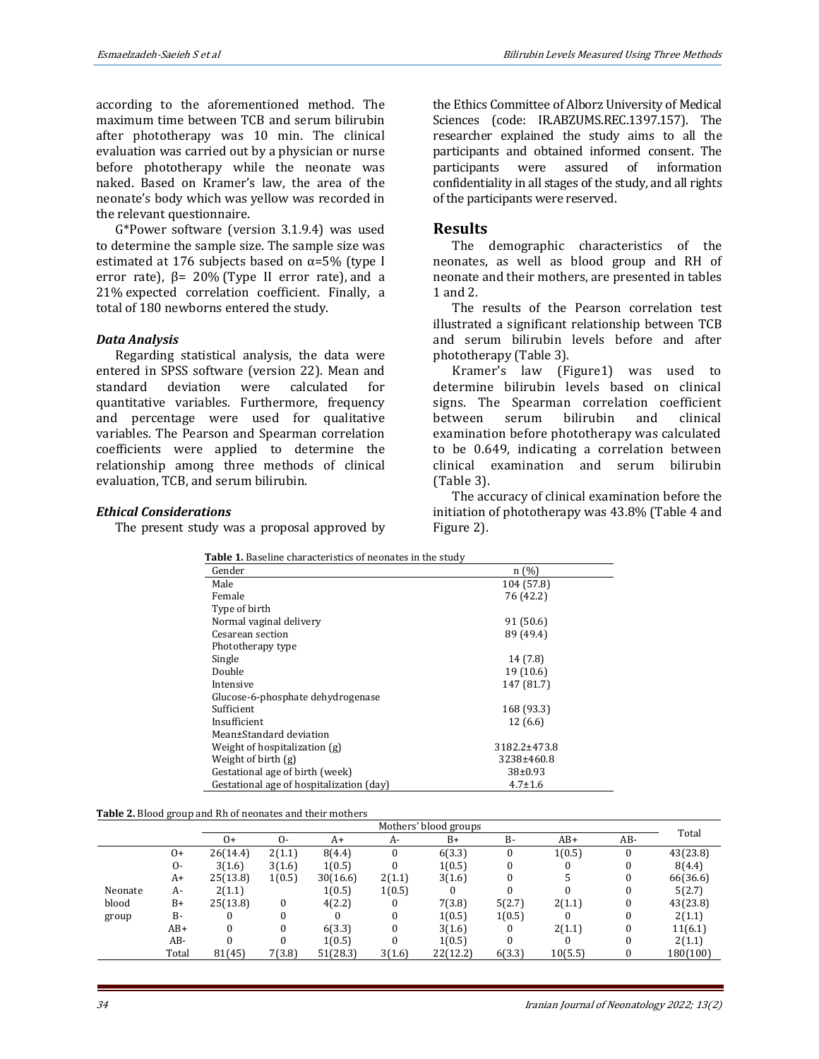according to the aforementioned method. The maximum time between TCB and serum bilirubin after phototherapy was 10 min. The clinical evaluation was carried out by a physician or nurse before phototherapy while the neonate was naked. Based on Kramer's law, the area of the neonate's body which was yellow was recorded in the relevant questionnaire.

G*Power software (version 3.1.9.4) was used to determine the sample size. The sample size was estimated at 176 subjects based on α=5% (type I error rate), β= 20% (Type II error rate), and a 21% expected correlation coefficient. Finally, a total of 180 newborns entered the study.

### *Data Analysis*

Regarding statistical analysis, the data were entered in SPSS software (version 22). Mean and standard deviation were calculated for quantitative variables. Furthermore, frequency and percentage were used for qualitative variables. The Pearson and Spearman correlation coefficients were applied to determine the relationship among three methods of clinical evaluation, TCB, and serum bilirubin.

### *Ethical Considerations*

The present study was a proposal approved by the Ethics Committee of Alborz University of Medical Sciences (code: IR.ABZUMS.REC.1397.157). The researcher explained the study aims to all the participants and obtained informed consent. The participants were assured of information confidentiality in all stages of the study, and all rights of the participants were reserved.

## Results

The demographic characteristics of the neonates, as well as blood group and RH of neonate and their mothers, are presented in tables 1 and 2.

The results of the Pearson correlation test illustrated a significant relationship between TCB and serum bilirubin levels before and after phototherapy (Table 3).

Kramer's law (Figure1) was used to determine bilirubin levels based on clinical signs. The Spearman correlation coefficient between serum bilirubin and clinical examination before phototherapy was calculated to be 0.649, indicating a correlation between clinical examination and serum bilirubin (Table 3).

The accuracy of clinical examination before the initiation of phototherapy was 43.8% (Table 4 and Figure 2).

**Table 1.** Baseline characteristics of neonates in the study

| Gender | n (%) |
|---|---|
| Male | 104 (57.8) |
| Female | 76 (42.2) |
| Type of birth | |
| Normal vaginal delivery | 91 (50.6) |
| Cesarean section | 89 (49.4) |
| Phototherapy type | |
| Single | 14 (7.8) |
| Double | 19 (10.6) |
| Intensive | 147 (81.7) |
| Glucose-6-phosphate dehydrogenase | |
| Sufficient | 168 (93.3) |
| Insufficient | 12 (6.6) |
| Mean±Standard deviation | |
| Weight of hospitalization (g) | 3182.2±473.8 |
| Weight of birth (g) | 3238±460.8 |
| Gestational age of birth (week) | 38±0.93 |
| Gestational age of hospitalization (day) | 4.7±1.6 |

**Table 2.** Blood group and Rh of neonates and their mothers

| | | Mothers' blood groups | | | | | | | | Total |
|---|---|---|---|---|---|---|---|---|---|---|
| | | O+ | O- | A+ | A- | B+ | B- | AB+ | AB- | |
| Neonate blood group | O+ | 26(14.4) | 2(1.1) | 8(4.4) | 0 | 6(3.3) | 0 | 1(0.5) | 0 | 43(23.8) |
| | O- | 3(1.6) | 3(1.6) | 1(0.5) | 0 | 1(0.5) | 0 | 0 | 0 | 8(4.4) |
| | A+ | 25(13.8) | 1(0.5) | 30(16.6) | 2(1.1) | 3(1.6) | 0 | 5 | 0 | 66(36.6) |
| | A- | 2(1.1) | | 1(0.5) | 1(0.5) | 0 | 0 | 0 | 0 | 5(2.7) |
| | B+ | 25(13.8) | 0 | 4(2.2) | 0 | 7(3.8) | 5(2.7) | 2(1.1) | 0 | 43(23.8) |
| | B- | 0 | 0 | 0 | 0 | 1(0.5) | 1(0.5) | 0 | 0 | 2(1.1) |
| | AB+ | 0 | 0 | 6(3.3) | 0 | 3(1.6) | 0 | 2(1.1) | 0 | 11(6.1) |
| | AB- | 0 | 0 | 1(0.5) | 0 | 1(0.5) | 0 | 0 | 0 | 2(1.1) |
| | Total | 81(45) | 7(3.8) | 51(28.3) | 3(1.6) | 22(12.2) | 6(3.3) | 10(5.5) | 0 | 180(100) |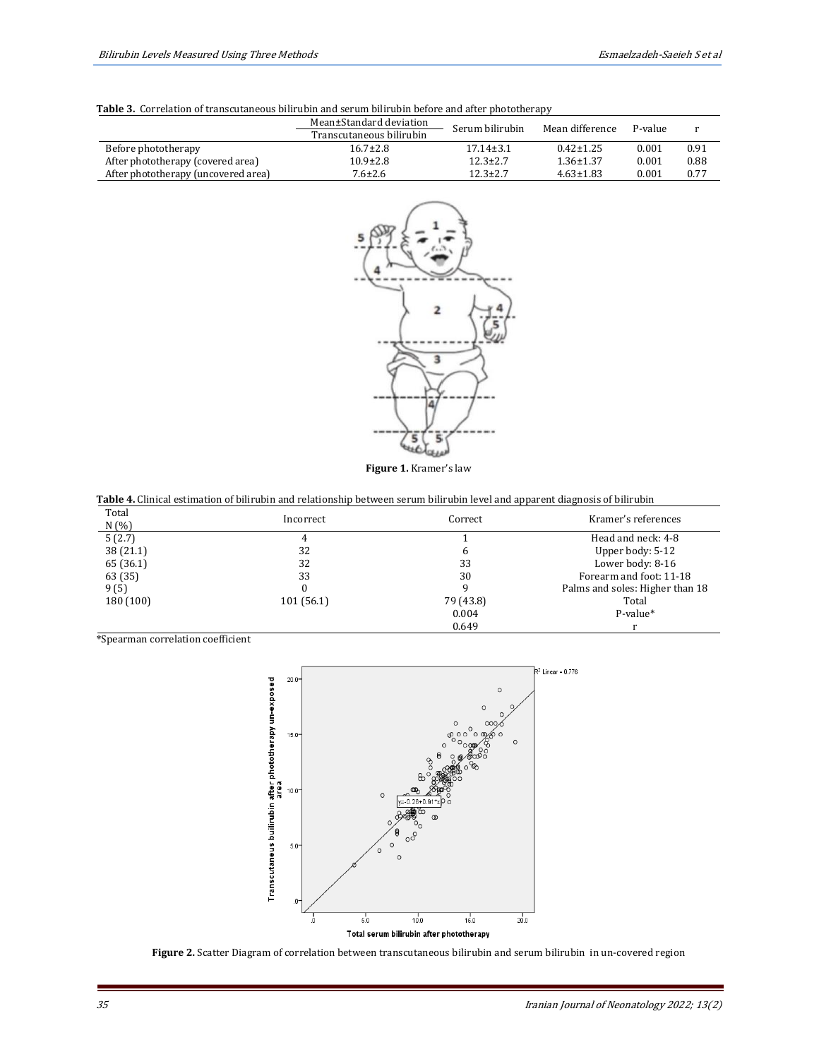**Table 3.** Correlation of transcutaneous bilirubin and serum bilirubin before and after phototherapy

| | Mean±Standard deviation Transcutaneous bilirubin | Serum bilirubin | Mean difference | P-value | r |
|---|---|---|---|---|---|
| Before phototherapy | 16.7±2.8 | 17.14±3.1 | 0.42±1.25 | 0.001 | 0.91 |
| After phototherapy (covered area) | 10.9±2.8 | 12.3±2.7 | 1.36±1.37 | 0.001 | 0.88 |
| After phototherapy (uncovered area) | 7.6±2.6 | 12.3±2.7 | 4.63±1.83 | 0.001 | 0.77 |

**Figure 1.** Kramer's law

**Table 4.** Clinical estimation of bilirubin and relationship between serum bilirubin level and apparent diagnosis of bilirubin

| Total N (%) | Incorrect | Correct | Kramer's references |
|---|---|---|---|
| 5 (2.7) | 4 | 1 | Head and neck: 4-8 |
| 38 (21.1) | 32 | 6 | Upper body: 5-12 |
| 65 (36.1) | 32 | 33 | Lower body: 8-16 |
| 63 (35) | 33 | 30 | Forearm and foot: 11-18 |
| 9 (5) | 0 | 9 | Palms and soles: Higher than 18 |
| 180 (100) | 101 (56.1) | 79 (43.8) | Total |
| | | 0.004 | P-value* |
| | | 0.649 | r |

*Spearman correlation coefficient

**Figure 2.** Scatter Diagram of correlation between transcutaneous bilirubin and serum bilirubin in un-covered region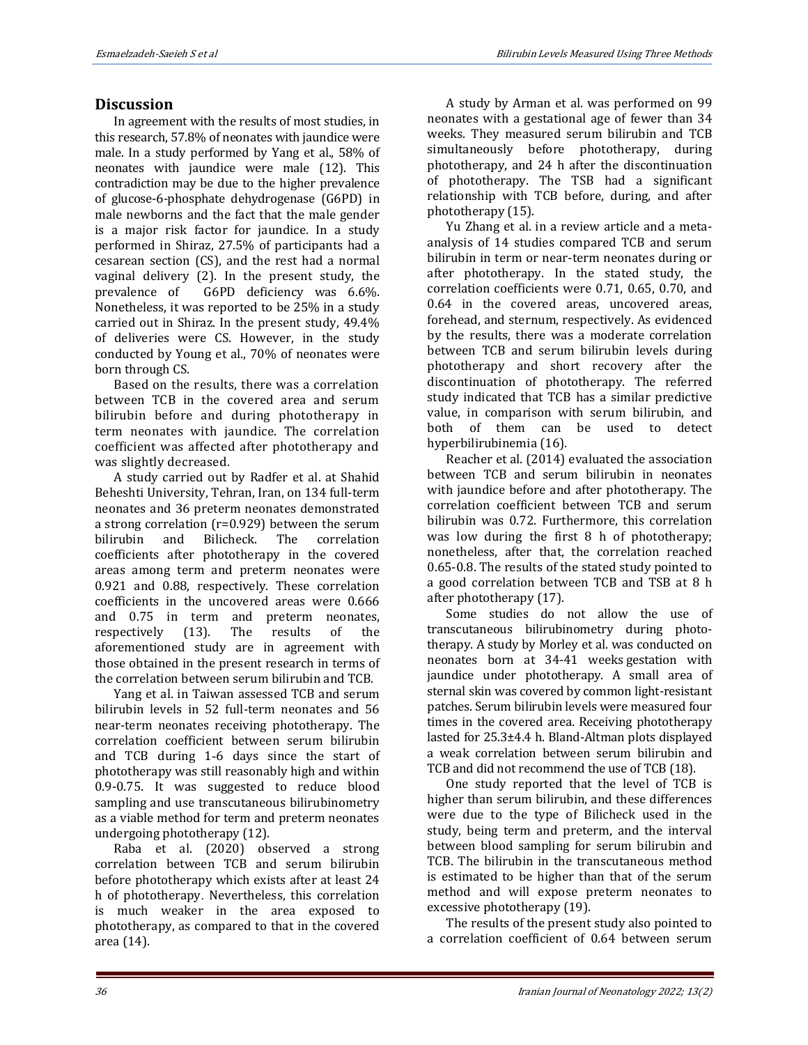## Discussion

In agreement with the results of most studies, in this research, 57.8% of neonates with jaundice were male. In a study performed by Yang et al., 58% of neonates with jaundice were male (12). This contradiction may be due to the higher prevalence of glucose-6-phosphate dehydrogenase (G6PD) in male newborns and the fact that the male gender is a major risk factor for jaundice. In a study performed in Shiraz, 27.5% of participants had a cesarean section (CS), and the rest had a normal vaginal delivery (2). In the present study, the prevalence of G6PD deficiency was 6.6%. Nonetheless, it was reported to be 25% in a study carried out in Shiraz. In the present study, 49.4% of deliveries were CS. However, in the study conducted by Young et al., 70% of neonates were born through CS.

Based on the results, there was a correlation between TCB in the covered area and serum bilirubin before and during phototherapy in term neonates with jaundice. The correlation coefficient was affected after phototherapy and was slightly decreased.

A study carried out by Radfer et al. at Shahid Beheshti University, Tehran, Iran, on 134 full-term neonates and 36 preterm neonates demonstrated a strong correlation (r=0.929) between the serum bilirubin and Bilicheck. The correlation coefficients after phototherapy in the covered areas among term and preterm neonates were 0.921 and 0.88, respectively. These correlation coefficients in the uncovered areas were 0.666 and 0.75 in term and preterm neonates, respectively (13). The results of the aforementioned study are in agreement with those obtained in the present research in terms of the correlation between serum bilirubin and TCB.

Yang et al. in Taiwan assessed TCB and serum bilirubin levels in 52 full-term neonates and 56 near-term neonates receiving phototherapy. The correlation coefficient between serum bilirubin and TCB during 1-6 days since the start of phototherapy was still reasonably high and within 0.9-0.75. It was suggested to reduce blood sampling and use transcutaneous bilirubinometry as a viable method for term and preterm neonates undergoing phototherapy (12).

Raba et al. (2020) observed a strong correlation between TCB and serum bilirubin before phototherapy which exists after at least 24 h of phototherapy. Nevertheless, this correlation is much weaker in the area exposed to phototherapy, as compared to that in the covered area (14).

A study by Arman et al. was performed on 99 neonates with a gestational age of fewer than 34 weeks. They measured serum bilirubin and TCB simultaneously before phototherapy, during phototherapy, and 24 h after the discontinuation of phototherapy. The TSB had a significant relationship with TCB before, during, and after phototherapy (15).

Yu Zhang et al. in a review article and a meta-analysis of 14 studies compared TCB and serum bilirubin in term or near-term neonates during or after phototherapy. In the stated study, the correlation coefficients were 0.71, 0.65, 0.70, and 0.64 in the covered areas, uncovered areas, forehead, and sternum, respectively. As evidenced by the results, there was a moderate correlation between TCB and serum bilirubin levels during phototherapy and short recovery after the discontinuation of phototherapy. The referred study indicated that TCB has a similar predictive value, in comparison with serum bilirubin, and both of them can be used to detect hyperbilirubinemia (16).

Reacher et al. (2014) evaluated the association between TCB and serum bilirubin in neonates with jaundice before and after phototherapy. The correlation coefficient between TCB and serum bilirubin was 0.72. Furthermore, this correlation was low during the first 8 h of phototherapy; nonetheless, after that, the correlation reached 0.65-0.8. The results of the stated study pointed to a good correlation between TCB and TSB at 8 h after phototherapy (17).

Some studies do not allow the use of transcutaneous bilirubinometry during phototherapy. A study by Morley et al. was conducted on neonates born at 34-41 weeks gestation with jaundice under phototherapy. A small area of sternal skin was covered by common light-resistant patches. Serum bilirubin levels were measured four times in the covered area. Receiving phototherapy lasted for 25.3±4.4 h. Bland-Altman plots displayed a weak correlation between serum bilirubin and TCB and did not recommend the use of TCB (18).

One study reported that the level of TCB is higher than serum bilirubin, and these differences were due to the type of Bilicheck used in the study, being term and preterm, and the interval between blood sampling for serum bilirubin and TCB. The bilirubin in the transcutaneous method is estimated to be higher than that of the serum method and will expose preterm neonates to excessive phototherapy (19).

The results of the present study also pointed to a correlation coefficient of 0.64 between serum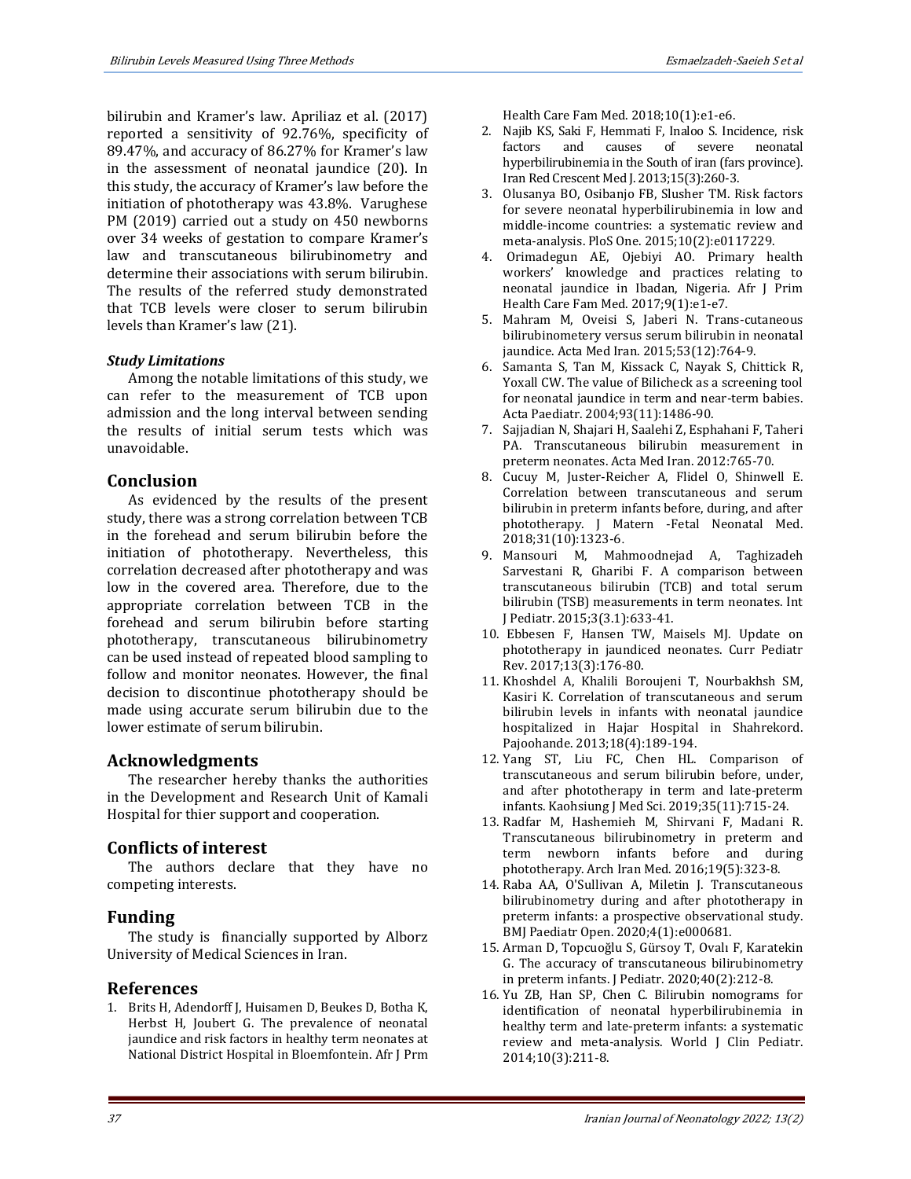bilirubin and Kramer's law. Apriliaz et al. (2017) reported a sensitivity of 92.76%, specificity of 89.47%, and accuracy of 86.27% for Kramer's law in the assessment of neonatal jaundice (20). In this study, the accuracy of Kramer's law before the initiation of phototherapy was 43.8%. Varughese PM (2019) carried out a study on 450 newborns over 34 weeks of gestation to compare Kramer's law and transcutaneous bilirubinometry and determine their associations with serum bilirubin. The results of the referred study demonstrated that TCB levels were closer to serum bilirubin levels than Kramer's law (21).

### *Study Limitations*

Among the notable limitations of this study, we can refer to the measurement of TCB upon admission and the long interval between sending the results of initial serum tests which was unavoidable.

## Conclusion

As evidenced by the results of the present study, there was a strong correlation between TCB in the forehead and serum bilirubin before the initiation of phototherapy. Nevertheless, this correlation decreased after phototherapy and was low in the covered area. Therefore, due to the appropriate correlation between TCB in the forehead and serum bilirubin before starting phototherapy, transcutaneous bilirubinometry can be used instead of repeated blood sampling to follow and monitor neonates. However, the final decision to discontinue phototherapy should be made using accurate serum bilirubin due to the lower estimate of serum bilirubin.

## Acknowledgments

The researcher hereby thanks the authorities in the Development and Research Unit of Kamali Hospital for thier support and cooperation.

## Conflicts of interest

The authors declare that they have no competing interests.

## Funding

The study is financially supported by Alborz University of Medical Sciences in Iran.

## References

1. Brits H, Adendorff J, Huisamen D, Beukes D, Botha K, Herbst H, Joubert G. The prevalence of neonatal jaundice and risk factors in healthy term neonates at National District Hospital in Bloemfontein. Afr J Prm Health Care Fam Med. 2018;10(1):e1-e6.
2. Najib KS, Saki F, Hemmati F, Inaloo S. Incidence, risk factors and causes of severe neonatal hyperbilirubinemia in the South of iran (fars province). Iran Red Crescent Med J. 2013;15(3):260-3.
3. Olusanya BO, Osibanjo FB, Slusher TM. Risk factors for severe neonatal hyperbilirubinemia in low and middle-income countries: a systematic review and meta-analysis. PloS One. 2015;10(2):e0117229.
4. Orimadegun AE, Ojebiyi AO. Primary health workers' knowledge and practices relating to neonatal jaundice in Ibadan, Nigeria. Afr J Prim Health Care Fam Med. 2017;9(1):e1-e7.
5. Mahram M, Oveisi S, Jaberi N. Trans-cutaneous bilirubinometery versus serum bilirubin in neonatal jaundice. Acta Med Iran. 2015;53(12):764-9.
6. Samanta S, Tan M, Kissack C, Nayak S, Chittick R, Yoxall CW. The value of Bilicheck as a screening tool for neonatal jaundice in term and near-term babies. Acta Paediatr. 2004;93(11):1486-90.
7. Sajjadian N, Shajari H, Saalehi Z, Esphahani F, Taheri PA. Transcutaneous bilirubin measurement in preterm neonates. Acta Med Iran. 2012:765-70.
8. Cucuy M, Juster-Reicher A, Flidel O, Shinwell E. Correlation between transcutaneous and serum bilirubin in preterm infants before, during, and after phototherapy. J Matern -Fetal Neonatal Med. 2018;31(10):1323-6.
9. Mansouri M, Mahmoodnejad A, Taghizadeh Sarvestani R, Gharibi F. A comparison between transcutaneous bilirubin (TCB) and total serum bilirubin (TSB) measurements in term neonates. Int J Pediatr. 2015;3(3.1):633-41.
10. Ebbesen F, Hansen TW, Maisels MJ. Update on phototherapy in jaundiced neonates. Curr Pediatr Rev. 2017;13(3):176-80.
11. Khoshdel A, Khalili Boroujeni T, Nourbakhsh SM, Kasiri K. Correlation of transcutaneous and serum bilirubin levels in infants with neonatal jaundice hospitalized in Hajar Hospital in Shahrekord. Pajoohande. 2013;18(4):189-194.
12. Yang ST, Liu FC, Chen HL. Comparison of transcutaneous and serum bilirubin before, under, and after phototherapy in term and late-preterm infants. Kaohsiung J Med Sci. 2019;35(11):715-24.
13. Radfar M, Hashemieh M, Shirvani F, Madani R. Transcutaneous bilirubinometry in preterm and term newborn infants before and during phototherapy. Arch Iran Med. 2016;19(5):323-8.
14. Raba AA, O'Sullivan A, Miletin J. Transcutaneous bilirubinometry during and after phototherapy in preterm infants: a prospective observational study. BMJ Paediatr Open. 2020;4(1):e000681.
15. Arman D, Topcuoğlu S, Gürsoy T, Ovalı F, Karatekin G. The accuracy of transcutaneous bilirubinometry in preterm infants. J Pediatr. 2020;40(2):212-8.
16. Yu ZB, Han SP, Chen C. Bilirubin nomograms for identification of neonatal hyperbilirubinemia in healthy term and late-preterm infants: a systematic review and meta-analysis. World J Clin Pediatr. 2014;10(3):211-8.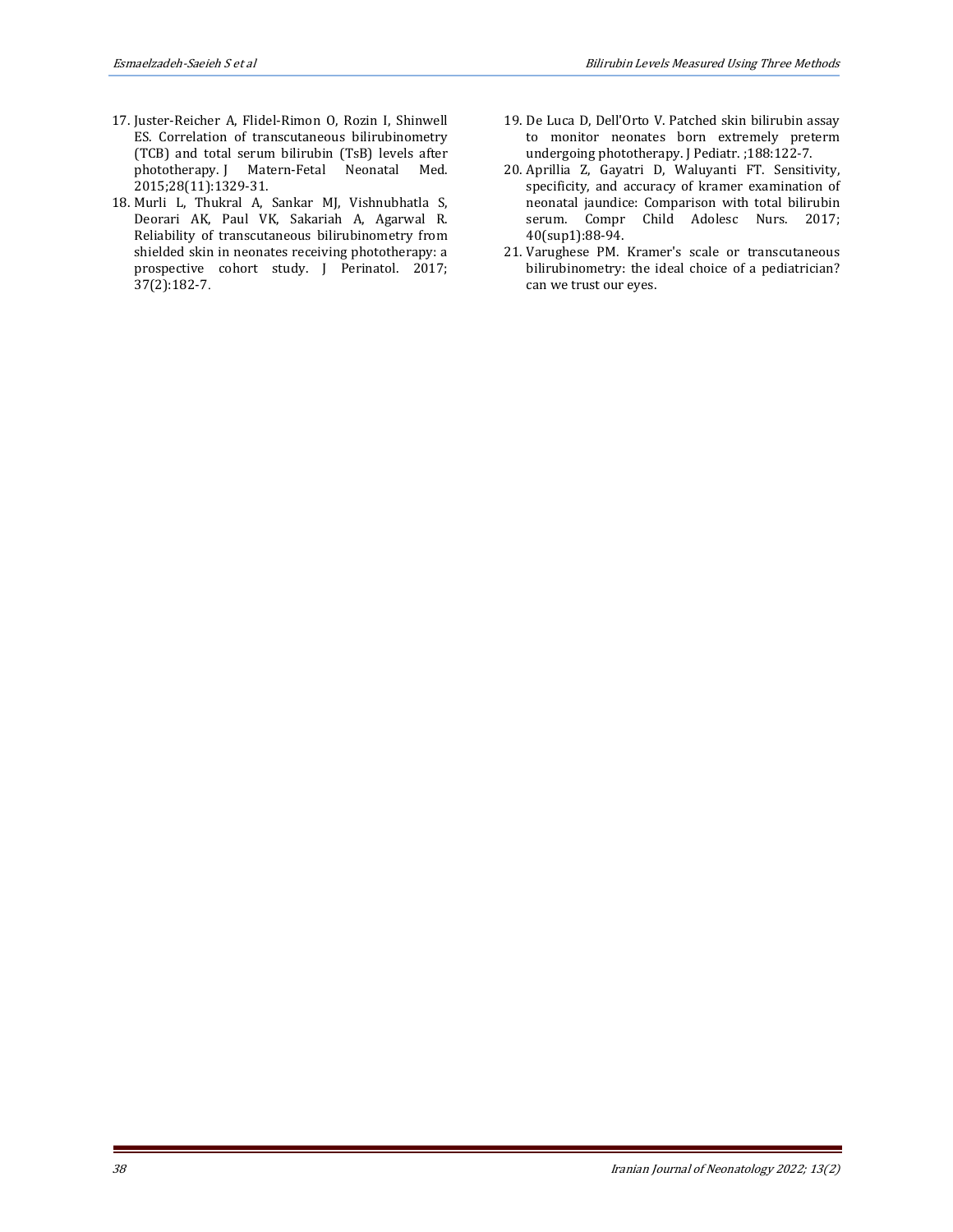17. Juster-Reicher A, Flidel-Rimon O, Rozin I, Shinwell ES. Correlation of transcutaneous bilirubinometry (TCB) and total serum bilirubin (TsB) levels after phototherapy. J Matern-Fetal Neonatal Med. 2015;28(11):1329-31.
18. Murli L, Thukral A, Sankar MJ, Vishnubhatla S, Deorari AK, Paul VK, Sakariah A, Agarwal R. Reliability of transcutaneous bilirubinometry from shielded skin in neonates receiving phototherapy: a prospective cohort study. J Perinatol. 2017; 37(2):182-7.
19. De Luca D, Dell'Orto V. Patched skin bilirubin assay to monitor neonates born extremely preterm undergoing phototherapy. J Pediatr. ;188:122-7.
20. Aprillia Z, Gayatri D, Waluyanti FT. Sensitivity, specificity, and accuracy of kramer examination of neonatal jaundice: Comparison with total bilirubin serum. Compr Child Adolesc Nurs. 2017; 40(sup1):88-94.
21. Varughese PM. Kramer's scale or transcutaneous bilirubinometry: the ideal choice of a pediatrician? can we trust our eyes.